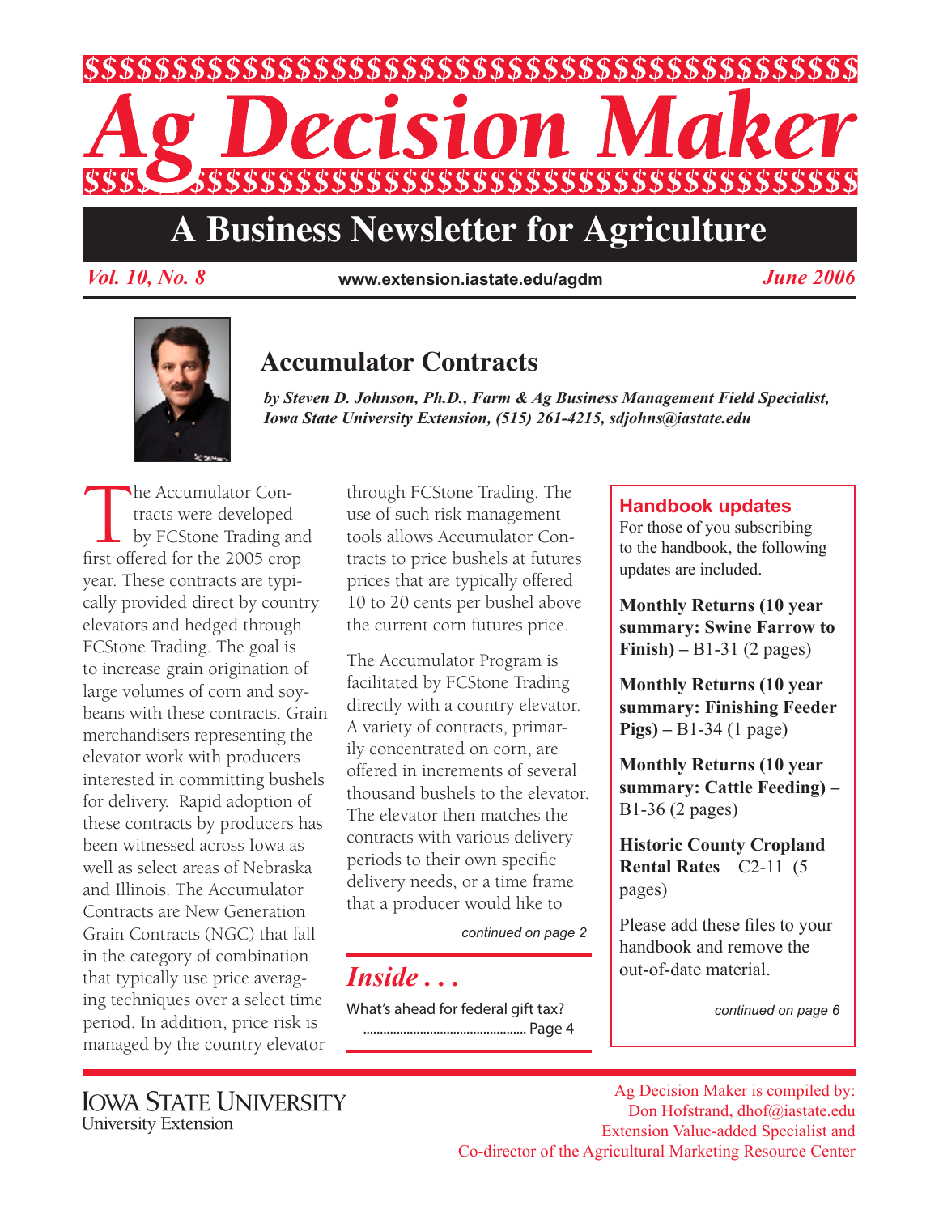# Ag Decision Maker

## A Business Newsletter for Agriculture

*Vol. 10, No. 8* www.extension.iastate.edu/agdm *June 2006*

## Accumulator Contracts

***by Steven D. Johnson, Ph.D., Farm & Ag Business Management Field Specialist, Iowa State University Extension, (515) 261-4215, sdjohns@iastate.edu***

The Accumulator Contracts were developed by FCStone Trading and first offered for the 2005 crop year. These contracts are typically provided direct by country elevators and hedged through FCStone Trading. The goal is to increase grain origination of large volumes of corn and soybeans with these contracts. Grain merchandisers representing the elevator work with producers interested in committing bushels for delivery. Rapid adoption of these contracts by producers has been witnessed across Iowa as well as select areas of Nebraska and Illinois. The Accumulator Contracts are New Generation Grain Contracts (NGC) that fall in the category of combination that typically use price averaging techniques over a select time period. In addition, price risk is managed by the country elevator through FCStone Trading. The use of such risk management tools allows Accumulator Contracts to price bushels at futures prices that are typically offered 10 to 20 cents per bushel above the current corn futures price.

The Accumulator Program is facilitated by FCStone Trading directly with a country elevator. A variety of contracts, primarily concentrated on corn, are offered in increments of several thousand bushels to the elevator. The elevator then matches the contracts with various delivery periods to their own specific delivery needs, or a time frame that a producer would like to

*continued on page 2*

### *Inside . . .*

What's ahead for federal gift tax? ................................................ Page 4

### Handbook updates

For those of you subscribing to the handbook, the following updates are included.

**Monthly Returns (10 year summary: Swine Farrow to Finish) –** B1-31 (2 pages)

**Monthly Returns (10 year summary: Finishing Feeder Pigs) –** B1-34 (1 page)

**Monthly Returns (10 year summary: Cattle Feeding) –** B1-36 (2 pages)

**Historic County Cropland Rental Rates** – C2-11 (5 pages)

Please add these files to your handbook and remove the out-of-date material.

*continued on page 6*

Iowa State University
University Extension

Ag Decision Maker is compiled by:
Don Hofstrand, dhof@iastate.edu
Extension Value-added Specialist and
Co-director of the Agricultural Marketing Resource Center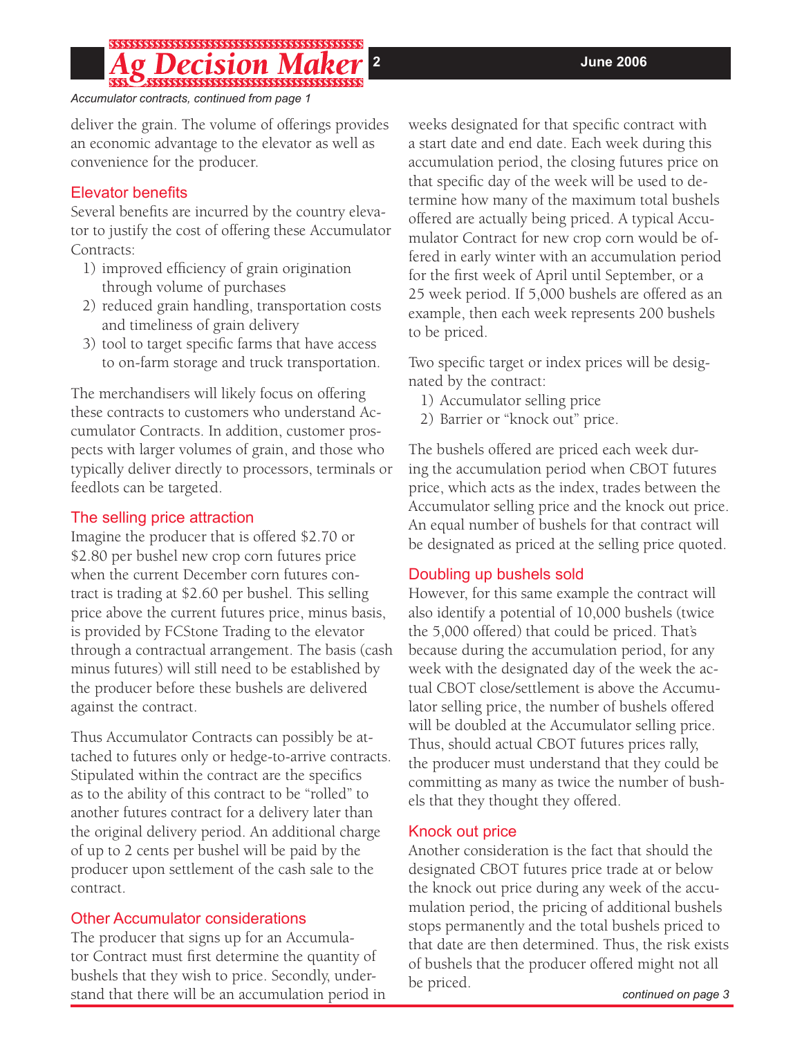*Accumulator contracts, continued from page 1*

deliver the grain. The volume of offerings provides an economic advantage to the elevator as well as convenience for the producer.

### Elevator benefits

Several benefits are incurred by the country elevator to justify the cost of offering these Accumulator Contracts:

1) improved efficiency of grain origination through volume of purchases
2) reduced grain handling, transportation costs and timeliness of grain delivery
3) tool to target specific farms that have access to on-farm storage and truck transportation.

The merchandisers will likely focus on offering these contracts to customers who understand Accumulator Contracts. In addition, customer prospects with larger volumes of grain, and those who typically deliver directly to processors, terminals or feedlots can be targeted.

### The selling price attraction

Imagine the producer that is offered $2.70 or $2.80 per bushel new crop corn futures price when the current December corn futures contract is trading at $2.60 per bushel. This selling price above the current futures price, minus basis, is provided by FCStone Trading to the elevator through a contractual arrangement. The basis (cash minus futures) will still need to be established by the producer before these bushels are delivered against the contract.

Thus Accumulator Contracts can possibly be attached to futures only or hedge-to-arrive contracts. Stipulated within the contract are the specifics as to the ability of this contract to be "rolled" to another futures contract for a delivery later than the original delivery period. An additional charge of up to 2 cents per bushel will be paid by the producer upon settlement of the cash sale to the contract.

### Other Accumulator considerations

The producer that signs up for an Accumulator Contract must first determine the quantity of bushels that they wish to price. Secondly, understand that there will be an accumulation period in weeks designated for that specific contract with a start date and end date. Each week during this accumulation period, the closing futures price on that specific day of the week will be used to determine how many of the maximum total bushels offered are actually being priced. A typical Accumulator Contract for new crop corn would be offered in early winter with an accumulation period for the first week of April until September, or a 25 week period. If 5,000 bushels are offered as an example, then each week represents 200 bushels to be priced.

Two specific target or index prices will be designated by the contract:

1) Accumulator selling price
2) Barrier or "knock out" price.

The bushels offered are priced each week during the accumulation period when CBOT futures price, which acts as the index, trades between the Accumulator selling price and the knock out price. An equal number of bushels for that contract will be designated as priced at the selling price quoted.

### Doubling up bushels sold

However, for this same example the contract will also identify a potential of 10,000 bushels (twice the 5,000 offered) that could be priced. That's because during the accumulation period, for any week with the designated day of the week the actual CBOT close/settlement is above the Accumulator selling price, the number of bushels offered will be doubled at the Accumulator selling price. Thus, should actual CBOT futures prices rally, the producer must understand that they could be committing as many as twice the number of bushels that they thought they offered.

### Knock out price

Another consideration is the fact that should the designated CBOT futures price trade at or below the knock out price during any week of the accumulation period, the pricing of additional bushels stops permanently and the total bushels priced to that date are then determined. Thus, the risk exists of bushels that the producer offered might not all be priced.

*continued on page 3*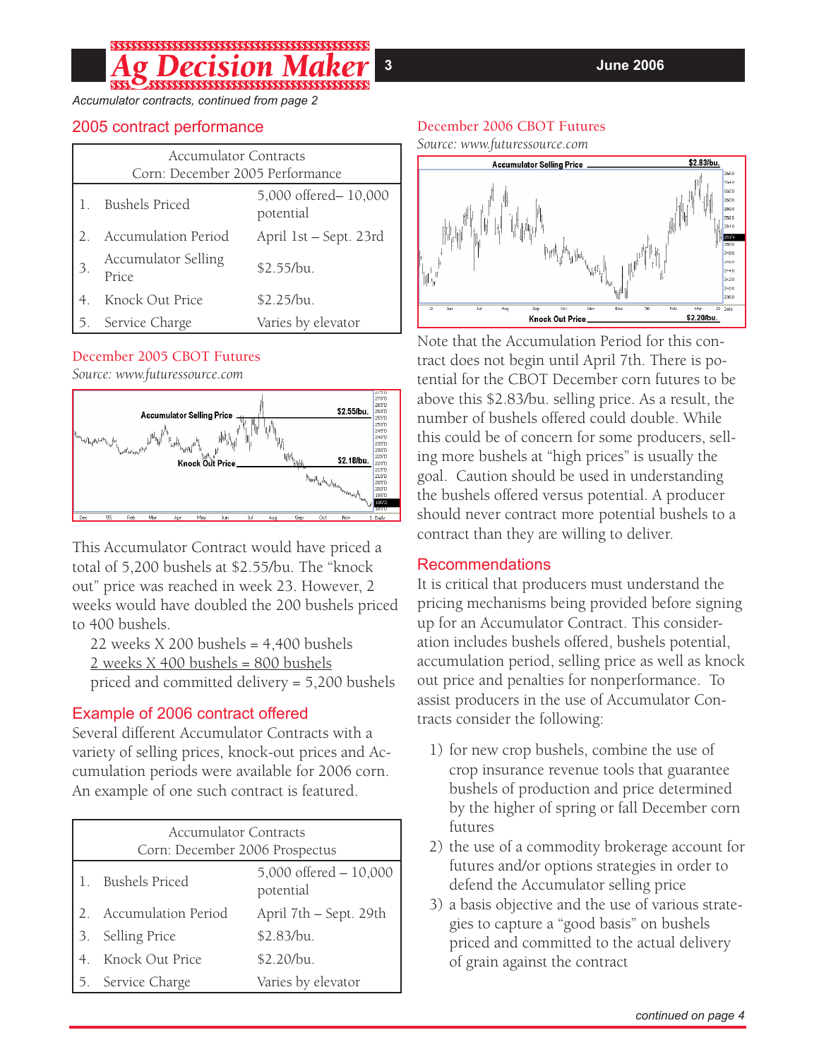*Accumulator contracts, continued from page 2*

## 2005 contract performance

| Accumulator Contracts<br>Corn: December 2005 Performance | | |
|---|---|---|
| 1. | Bushels Priced | 5,000 offered– 10,000 potential |
| 2. | Accumulation Period | April 1st – Sept. 23rd |
| 3. | Accumulator Selling Price | $2.55/bu. |
| 4. | Knock Out Price | $2.25/bu. |
| 5. | Service Charge | Varies by elevator |

December 2005 CBOT Futures

*Source: www.futuresource.com*

Accumulator Selling Price
$2.55/bu.
Knock Out Price
$2.18/bu.

This Accumulator Contract would have priced a total of 5,200 bushels at $2.55/bu. The "knock out" price was reached in week 23. However, 2 weeks would have doubled the 200 bushels priced to 400 bushels.

22 weeks X 200 bushels = 4,400 bushels
<u>2 weeks X 400 bushels = 800 bushels</u>
priced and committed delivery = 5,200 bushels

## Example of 2006 contract offered

Several different Accumulator Contracts with a variety of selling prices, knock-out prices and Accumulation periods were available for 2006 corn. An example of one such contract is featured.

| Accumulator Contracts<br>Corn: December 2006 Prospectus | | |
|---|---|---|
| 1. | Bushels Priced | 5,000 offered – 10,000 potential |
| 2. | Accumulation Period | April 7th – Sept. 29th |
| 3. | Selling Price | $2.83/bu. |
| 4. | Knock Out Price | $2.20/bu. |
| 5. | Service Charge | Varies by elevator |

December 2006 CBOT Futures

*Source: www.futuresource.com*

Accumulator Selling Price
$2.83/bu.
Knock Out Price
$2.20/bu.

Note that the Accumulation Period for this contract does not begin until April 7th. There is potential for the CBOT December corn futures to be above this $2.83/bu. selling price. As a result, the number of bushels offered could double. While this could be of concern for some producers, selling more bushels at "high prices" is usually the goal. Caution should be used in understanding the bushels offered versus potential. A producer should never contract more potential bushels to a contract than they are willing to deliver.

## Recommendations

It is critical that producers must understand the pricing mechanisms being provided before signing up for an Accumulator Contract. This consideration includes bushels offered, bushels potential, accumulation period, selling price as well as knock out price and penalties for nonperformance. To assist producers in the use of Accumulator Contracts consider the following:

1) for new crop bushels, combine the use of crop insurance revenue tools that guarantee bushels of production and price determined by the higher of spring or fall December corn futures
2) the use of a commodity brokerage account for futures and/or options strategies in order to defend the Accumulator selling price
3) a basis objective and the use of various strategies to capture a "good basis" on bushels priced and committed to the actual delivery of grain against the contract

*continued on page 4*